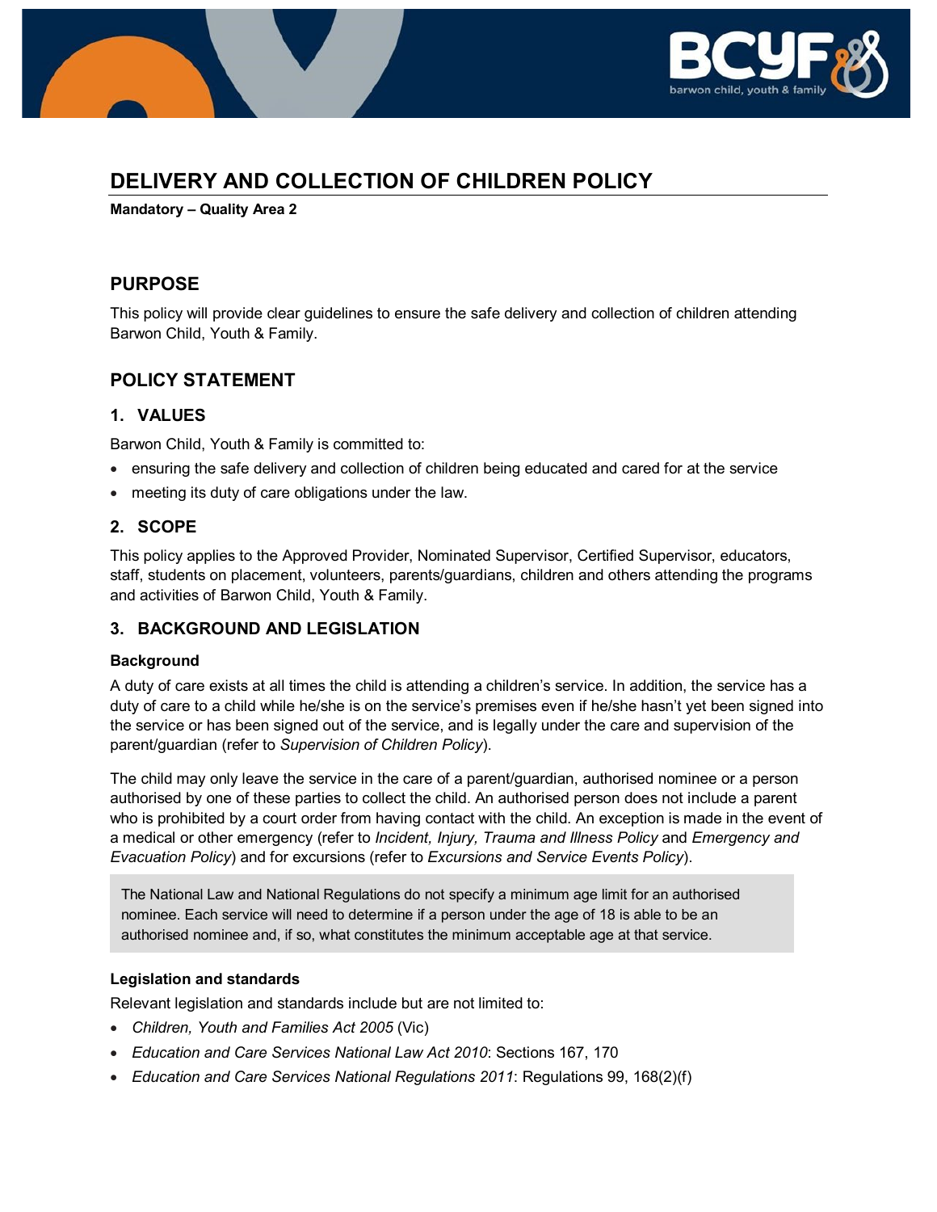# DELIVERY AND COLLECTION OF CHILDREN POLICY

**Mandatory – Quality Area 2**

## PURPOSE

This policy will provide clear guidelines to ensure the safe delivery and collection of children attending Barwon Child, Youth & Family.

## POLICY STATEMENT

### 1. VALUES

Barwon Child, Youth & Family is committed to:

- ensuring the safe delivery and collection of children being educated and cared for at the service
- meeting its duty of care obligations under the law.

### 2. SCOPE

This policy applies to the Approved Provider, Nominated Supervisor, Certified Supervisor, educators, staff, students on placement, volunteers, parents/guardians, children and others attending the programs and activities of Barwon Child, Youth & Family.

### 3. BACKGROUND AND LEGISLATION

**Background**

A duty of care exists at all times the child is attending a children's service. In addition, the service has a duty of care to a child while he/she is on the service's premises even if he/she hasn't yet been signed into the service or has been signed out of the service, and is legally under the care and supervision of the parent/guardian (refer to *Supervision of Children Policy*).

The child may only leave the service in the care of a parent/guardian, authorised nominee or a person authorised by one of these parties to collect the child. An authorised person does not include a parent who is prohibited by a court order from having contact with the child. An exception is made in the event of a medical or other emergency (refer to *Incident, Injury, Trauma and Illness Policy* and *Emergency and Evacuation Policy*) and for excursions (refer to *Excursions and Service Events Policy*).

> The National Law and National Regulations do not specify a minimum age limit for an authorised nominee. Each service will need to determine if a person under the age of 18 is able to be an authorised nominee and, if so, what constitutes the minimum acceptable age at that service.

**Legislation and standards**

Relevant legislation and standards include but are not limited to:

- *Children, Youth and Families Act 2005* (Vic)
- *Education and Care Services National Law Act 2010*: Sections 167, 170
- *Education and Care Services National Regulations 2011*: Regulations 99, 168(2)(f)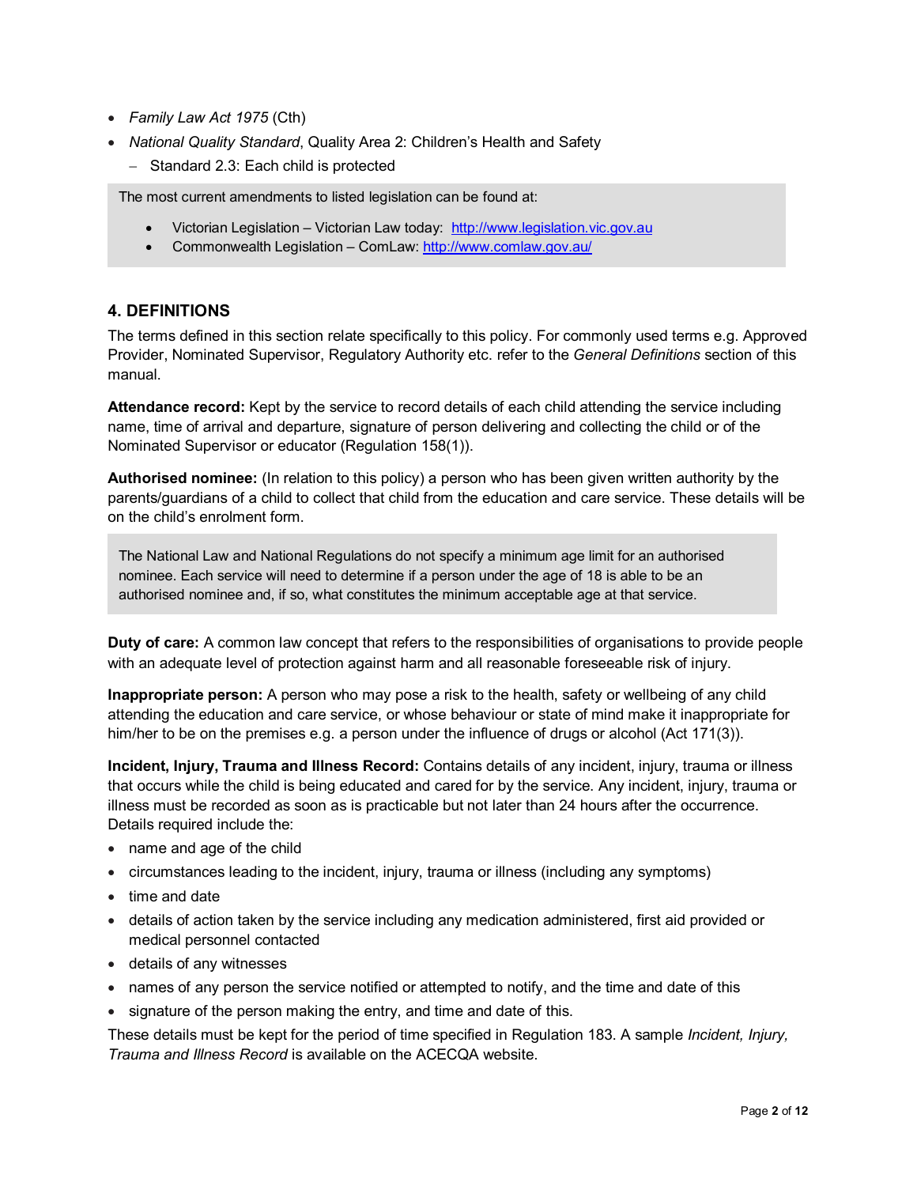- *Family Law Act 1975* (Cth)
- *National Quality Standard*, Quality Area 2: Children's Health and Safety
  - Standard 2.3: Each child is protected

> The most current amendments to listed legislation can be found at:
>
> - Victorian Legislation – Victorian Law today: http://www.legislation.vic.gov.au
> - Commonwealth Legislation – ComLaw: http://www.comlaw.gov.au/

## 4. DEFINITIONS

The terms defined in this section relate specifically to this policy. For commonly used terms e.g. Approved Provider, Nominated Supervisor, Regulatory Authority etc. refer to the *General Definitions* section of this manual.

**Attendance record:** Kept by the service to record details of each child attending the service including name, time of arrival and departure, signature of person delivering and collecting the child or of the Nominated Supervisor or educator (Regulation 158(1)).

**Authorised nominee:** (In relation to this policy) a person who has been given written authority by the parents/guardians of a child to collect that child from the education and care service. These details will be on the child's enrolment form.

> The National Law and National Regulations do not specify a minimum age limit for an authorised nominee. Each service will need to determine if a person under the age of 18 is able to be an authorised nominee and, if so, what constitutes the minimum acceptable age at that service.

**Duty of care:** A common law concept that refers to the responsibilities of organisations to provide people with an adequate level of protection against harm and all reasonable foreseeable risk of injury.

**Inappropriate person:** A person who may pose a risk to the health, safety or wellbeing of any child attending the education and care service, or whose behaviour or state of mind make it inappropriate for him/her to be on the premises e.g. a person under the influence of drugs or alcohol (Act 171(3)).

**Incident, Injury, Trauma and Illness Record:** Contains details of any incident, injury, trauma or illness that occurs while the child is being educated and cared for by the service. Any incident, injury, trauma or illness must be recorded as soon as is practicable but not later than 24 hours after the occurrence. Details required include the:

- name and age of the child
- circumstances leading to the incident, injury, trauma or illness (including any symptoms)
- time and date
- details of action taken by the service including any medication administered, first aid provided or medical personnel contacted
- details of any witnesses
- names of any person the service notified or attempted to notify, and the time and date of this
- signature of the person making the entry, and time and date of this.

These details must be kept for the period of time specified in Regulation 183. A sample *Incident, Injury, Trauma and Illness Record* is available on the ACECQA website.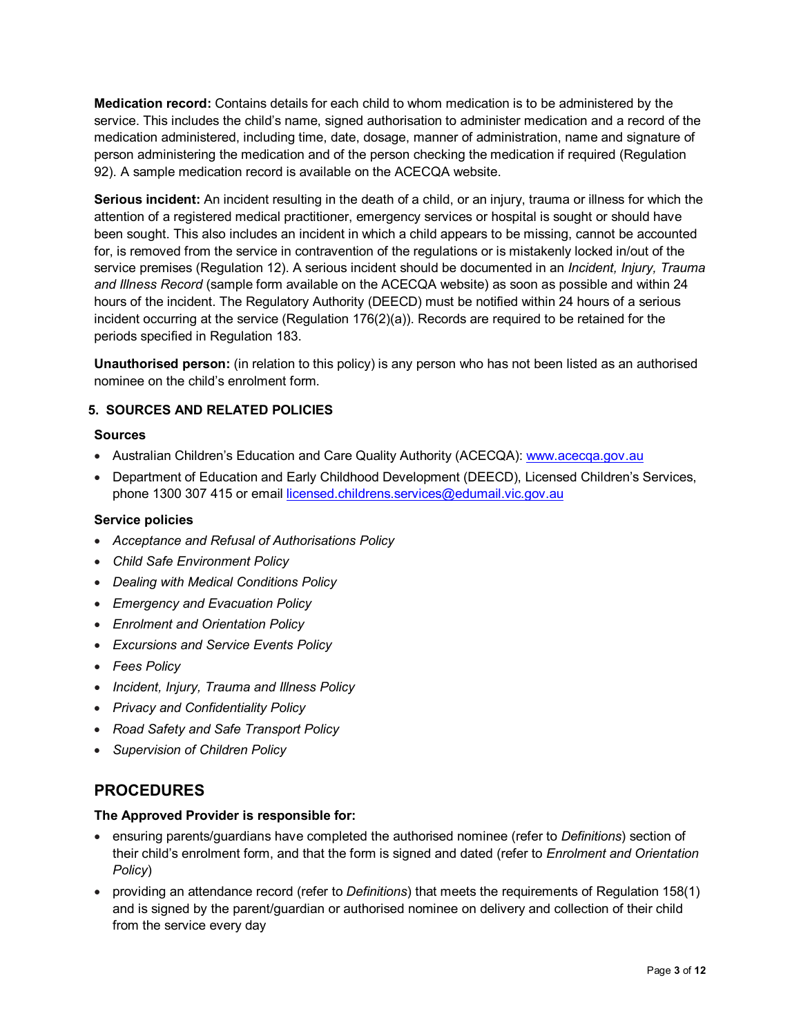**Medication record:** Contains details for each child to whom medication is to be administered by the service. This includes the child's name, signed authorisation to administer medication and a record of the medication administered, including time, date, dosage, manner of administration, name and signature of person administering the medication and of the person checking the medication if required (Regulation 92). A sample medication record is available on the ACECQA website.

**Serious incident:** An incident resulting in the death of a child, or an injury, trauma or illness for which the attention of a registered medical practitioner, emergency services or hospital is sought or should have been sought. This also includes an incident in which a child appears to be missing, cannot be accounted for, is removed from the service in contravention of the regulations or is mistakenly locked in/out of the service premises (Regulation 12). A serious incident should be documented in an *Incident, Injury, Trauma and Illness Record* (sample form available on the ACECQA website) as soon as possible and within 24 hours of the incident. The Regulatory Authority (DEECD) must be notified within 24 hours of a serious incident occurring at the service (Regulation 176(2)(a)). Records are required to be retained for the periods specified in Regulation 183.

**Unauthorised person:** (in relation to this policy) is any person who has not been listed as an authorised nominee on the child's enrolment form.

### 5. SOURCES AND RELATED POLICIES

**Sources**

- Australian Children's Education and Care Quality Authority (ACECQA): www.acecqa.gov.au
- Department of Education and Early Childhood Development (DEECD), Licensed Children's Services, phone 1300 307 415 or email licensed.childrens.services@edumail.vic.gov.au

**Service policies**

- *Acceptance and Refusal of Authorisations Policy*
- *Child Safe Environment Policy*
- *Dealing with Medical Conditions Policy*
- *Emergency and Evacuation Policy*
- *Enrolment and Orientation Policy*
- *Excursions and Service Events Policy*
- *Fees Policy*
- *Incident, Injury, Trauma and Illness Policy*
- *Privacy and Confidentiality Policy*
- *Road Safety and Safe Transport Policy*
- *Supervision of Children Policy*

## PROCEDURES

**The Approved Provider is responsible for:**

- ensuring parents/guardians have completed the authorised nominee (refer to *Definitions*) section of their child's enrolment form, and that the form is signed and dated (refer to *Enrolment and Orientation Policy*)
- providing an attendance record (refer to *Definitions*) that meets the requirements of Regulation 158(1) and is signed by the parent/guardian or authorised nominee on delivery and collection of their child from the service every day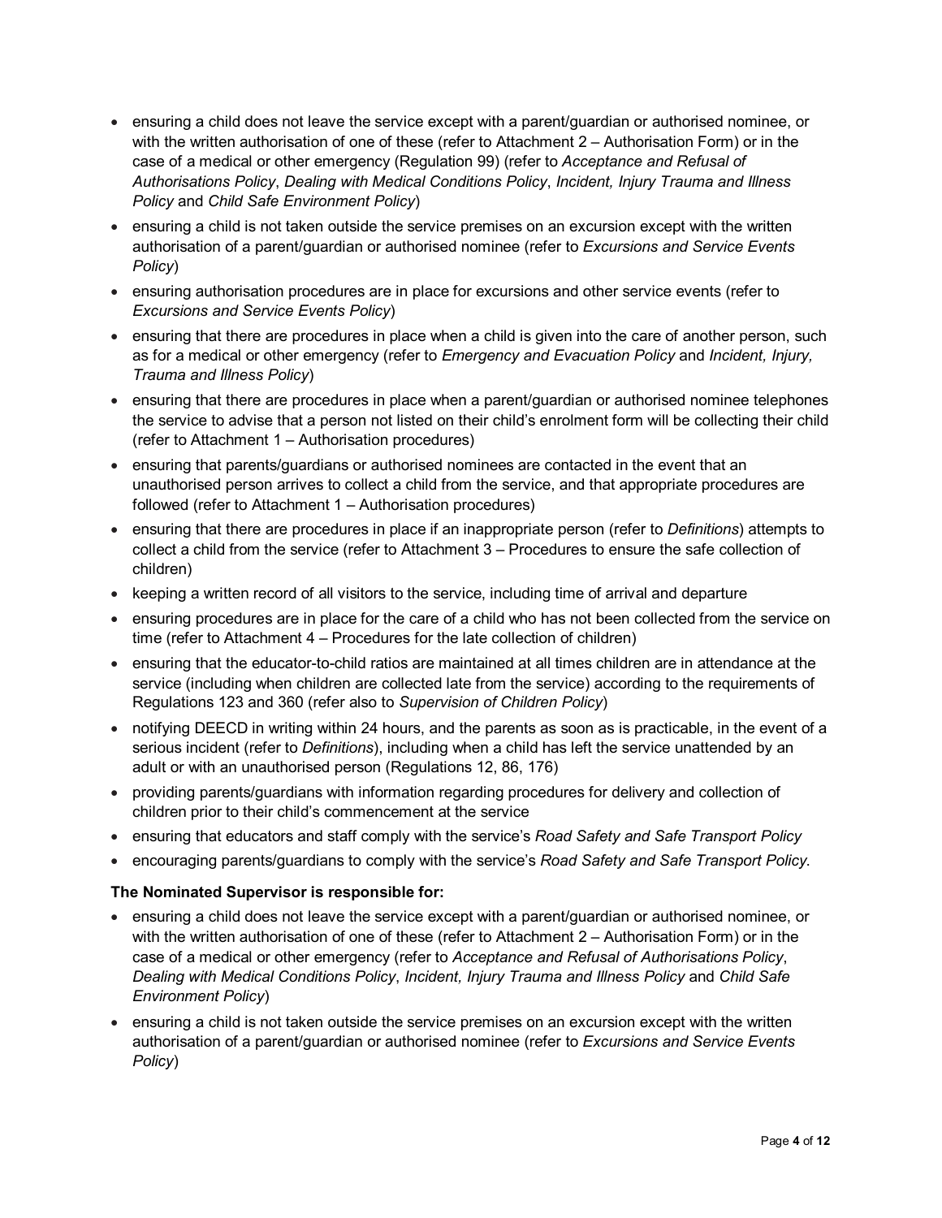- ensuring a child does not leave the service except with a parent/guardian or authorised nominee, or with the written authorisation of one of these (refer to Attachment 2 – Authorisation Form) or in the case of a medical or other emergency (Regulation 99) (refer to *Acceptance and Refusal of Authorisations Policy*, *Dealing with Medical Conditions Policy*, *Incident, Injury Trauma and Illness Policy* and *Child Safe Environment Policy*)
- ensuring a child is not taken outside the service premises on an excursion except with the written authorisation of a parent/guardian or authorised nominee (refer to *Excursions and Service Events Policy*)
- ensuring authorisation procedures are in place for excursions and other service events (refer to *Excursions and Service Events Policy*)
- ensuring that there are procedures in place when a child is given into the care of another person, such as for a medical or other emergency (refer to *Emergency and Evacuation Policy* and *Incident, Injury, Trauma and Illness Policy*)
- ensuring that there are procedures in place when a parent/guardian or authorised nominee telephones the service to advise that a person not listed on their child's enrolment form will be collecting their child (refer to Attachment 1 – Authorisation procedures)
- ensuring that parents/guardians or authorised nominees are contacted in the event that an unauthorised person arrives to collect a child from the service, and that appropriate procedures are followed (refer to Attachment 1 – Authorisation procedures)
- ensuring that there are procedures in place if an inappropriate person (refer to *Definitions*) attempts to collect a child from the service (refer to Attachment 3 – Procedures to ensure the safe collection of children)
- keeping a written record of all visitors to the service, including time of arrival and departure
- ensuring procedures are in place for the care of a child who has not been collected from the service on time (refer to Attachment 4 – Procedures for the late collection of children)
- ensuring that the educator-to-child ratios are maintained at all times children are in attendance at the service (including when children are collected late from the service) according to the requirements of Regulations 123 and 360 (refer also to *Supervision of Children Policy*)
- notifying DEECD in writing within 24 hours, and the parents as soon as is practicable, in the event of a serious incident (refer to *Definitions*), including when a child has left the service unattended by an adult or with an unauthorised person (Regulations 12, 86, 176)
- providing parents/guardians with information regarding procedures for delivery and collection of children prior to their child's commencement at the service
- ensuring that educators and staff comply with the service's *Road Safety and Safe Transport Policy*
- encouraging parents/guardians to comply with the service's *Road Safety and Safe Transport Policy*.

**The Nominated Supervisor is responsible for:**

- ensuring a child does not leave the service except with a parent/guardian or authorised nominee, or with the written authorisation of one of these (refer to Attachment 2 – Authorisation Form) or in the case of a medical or other emergency (refer to *Acceptance and Refusal of Authorisations Policy*, *Dealing with Medical Conditions Policy*, *Incident, Injury Trauma and Illness Policy* and *Child Safe Environment Policy*)
- ensuring a child is not taken outside the service premises on an excursion except with the written authorisation of a parent/guardian or authorised nominee (refer to *Excursions and Service Events Policy*)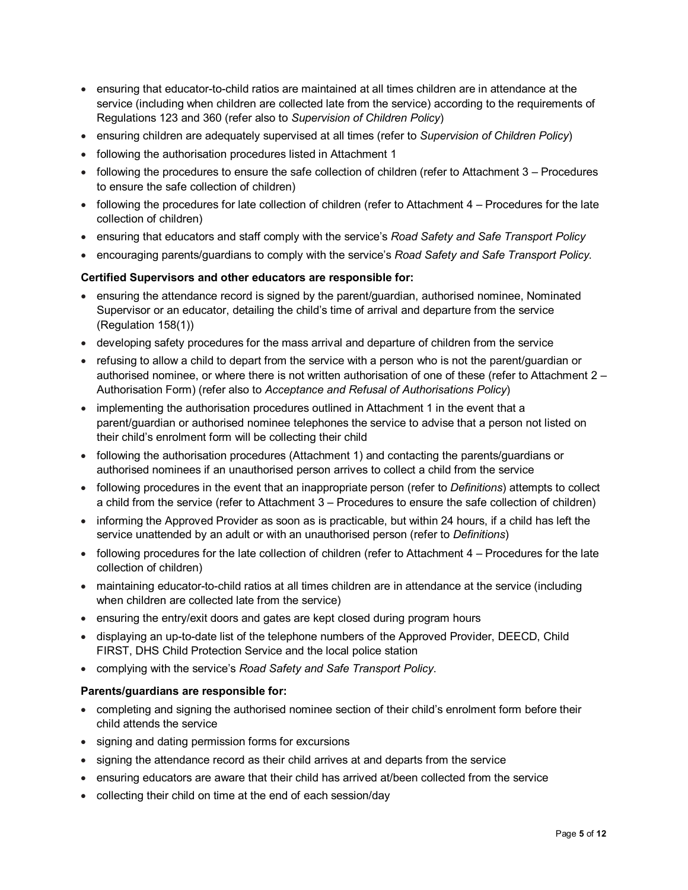- ensuring that educator-to-child ratios are maintained at all times children are in attendance at the service (including when children are collected late from the service) according to the requirements of Regulations 123 and 360 (refer also to *Supervision of Children Policy*)
- ensuring children are adequately supervised at all times (refer to *Supervision of Children Policy*)
- following the authorisation procedures listed in Attachment 1
- following the procedures to ensure the safe collection of children (refer to Attachment 3 – Procedures to ensure the safe collection of children)
- following the procedures for late collection of children (refer to Attachment 4 – Procedures for the late collection of children)
- ensuring that educators and staff comply with the service's *Road Safety and Safe Transport Policy*
- encouraging parents/guardians to comply with the service's *Road Safety and Safe Transport Policy*.

**Certified Supervisors and other educators are responsible for:**

- ensuring the attendance record is signed by the parent/guardian, authorised nominee, Nominated Supervisor or an educator, detailing the child's time of arrival and departure from the service (Regulation 158(1))
- developing safety procedures for the mass arrival and departure of children from the service
- refusing to allow a child to depart from the service with a person who is not the parent/guardian or authorised nominee, or where there is not written authorisation of one of these (refer to Attachment 2 – Authorisation Form) (refer also to *Acceptance and Refusal of Authorisations Policy*)
- implementing the authorisation procedures outlined in Attachment 1 in the event that a parent/guardian or authorised nominee telephones the service to advise that a person not listed on their child's enrolment form will be collecting their child
- following the authorisation procedures (Attachment 1) and contacting the parents/guardians or authorised nominees if an unauthorised person arrives to collect a child from the service
- following procedures in the event that an inappropriate person (refer to *Definitions*) attempts to collect a child from the service (refer to Attachment 3 – Procedures to ensure the safe collection of children)
- informing the Approved Provider as soon as is practicable, but within 24 hours, if a child has left the service unattended by an adult or with an unauthorised person (refer to *Definitions*)
- following procedures for the late collection of children (refer to Attachment 4 – Procedures for the late collection of children)
- maintaining educator-to-child ratios at all times children are in attendance at the service (including when children are collected late from the service)
- ensuring the entry/exit doors and gates are kept closed during program hours
- displaying an up-to-date list of the telephone numbers of the Approved Provider, DEECD, Child FIRST, DHS Child Protection Service and the local police station
- complying with the service's *Road Safety and Safe Transport Policy*.

**Parents/guardians are responsible for:**

- completing and signing the authorised nominee section of their child's enrolment form before their child attends the service
- signing and dating permission forms for excursions
- signing the attendance record as their child arrives at and departs from the service
- ensuring educators are aware that their child has arrived at/been collected from the service
- collecting their child on time at the end of each session/day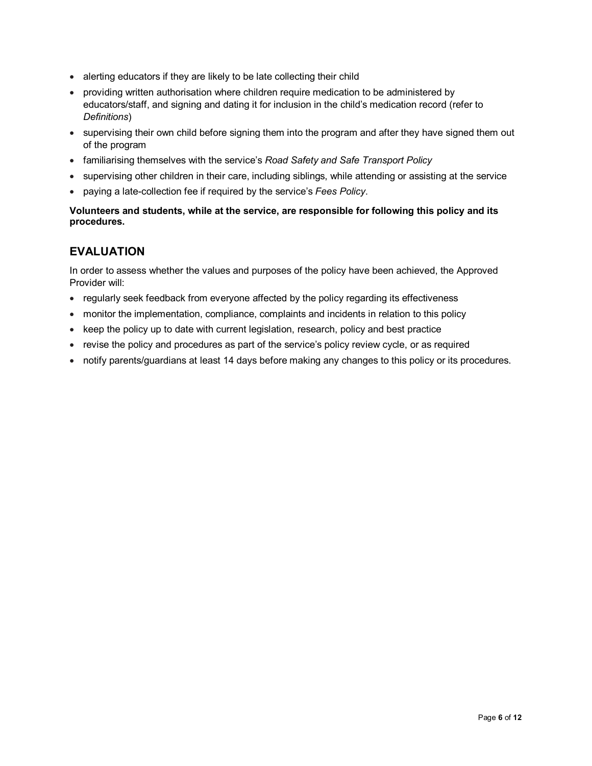- alerting educators if they are likely to be late collecting their child
- providing written authorisation where children require medication to be administered by educators/staff, and signing and dating it for inclusion in the child's medication record (refer to *Definitions*)
- supervising their own child before signing them into the program and after they have signed them out of the program
- familiarising themselves with the service's *Road Safety and Safe Transport Policy*
- supervising other children in their care, including siblings, while attending or assisting at the service
- paying a late-collection fee if required by the service's *Fees Policy*.

**Volunteers and students, while at the service, are responsible for following this policy and its procedures.**

## EVALUATION

In order to assess whether the values and purposes of the policy have been achieved, the Approved Provider will:

- regularly seek feedback from everyone affected by the policy regarding its effectiveness
- monitor the implementation, compliance, complaints and incidents in relation to this policy
- keep the policy up to date with current legislation, research, policy and best practice
- revise the policy and procedures as part of the service's policy review cycle, or as required
- notify parents/guardians at least 14 days before making any changes to this policy or its procedures.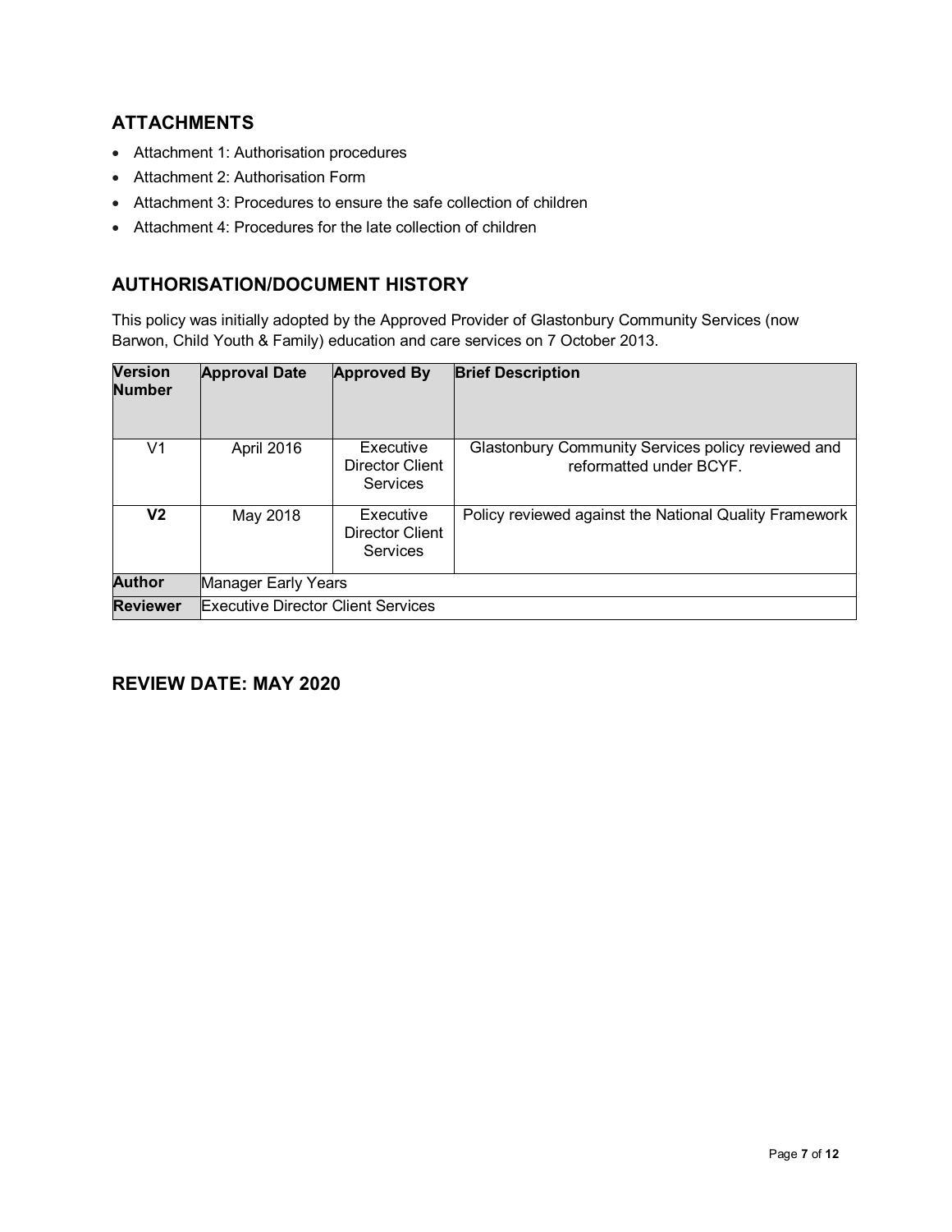## ATTACHMENTS

- Attachment 1: Authorisation procedures
- Attachment 2: Authorisation Form
- Attachment 3: Procedures to ensure the safe collection of children
- Attachment 4: Procedures for the late collection of children

## AUTHORISATION/DOCUMENT HISTORY

This policy was initially adopted by the Approved Provider of Glastonbury Community Services (now Barwon, Child Youth & Family) education and care services on 7 October 2013.

| Version Number | Approval Date | Approved By | Brief Description |
|---|---|---|---|
| V1 | April 2016 | Executive Director Client Services | Glastonbury Community Services policy reviewed and reformatted under BCYF. |
| **V2** | May 2018 | Executive Director Client Services | Policy reviewed against the National Quality Framework |
| **Author** | Manager Early Years | | |
| **Reviewer** | Executive Director Client Services | | |

## REVIEW DATE: MAY 2020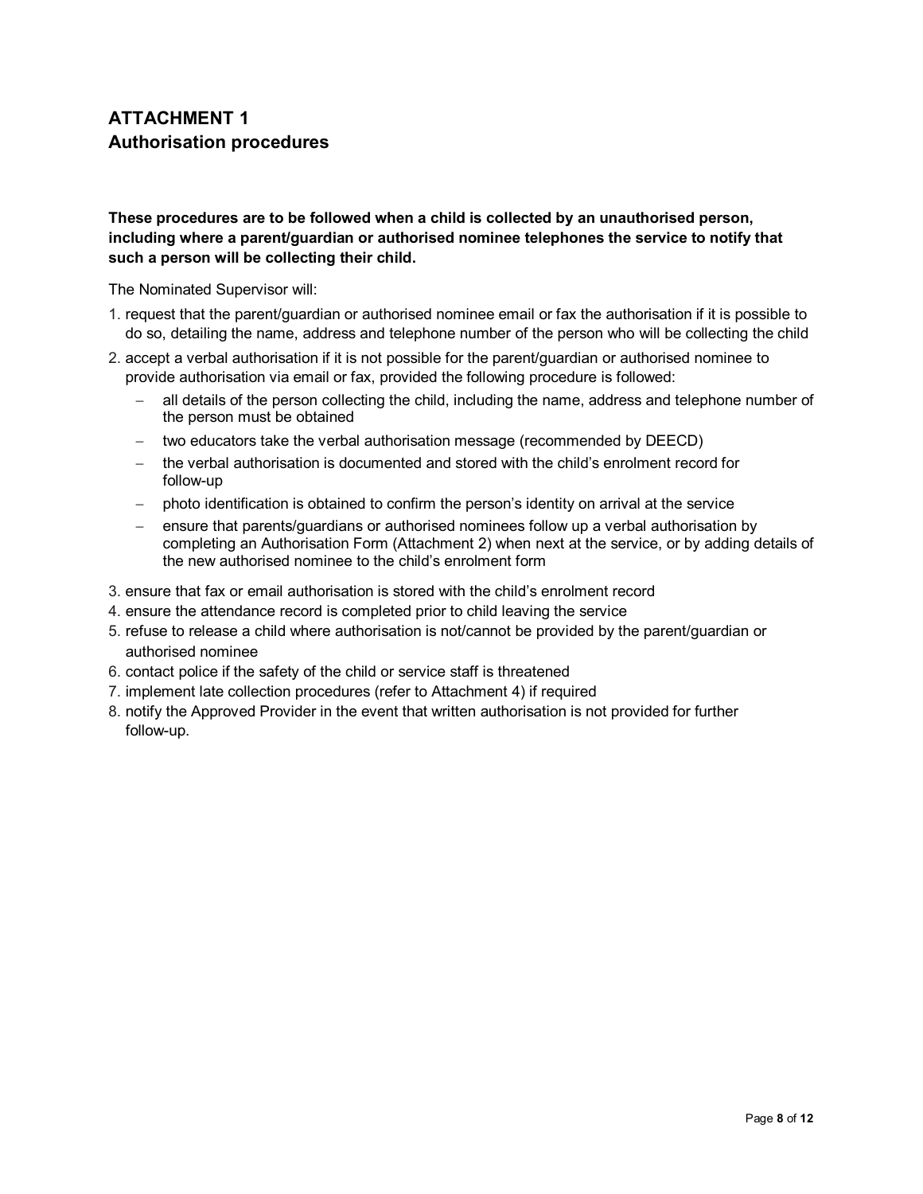## ATTACHMENT 1
## Authorisation procedures

**These procedures are to be followed when a child is collected by an unauthorised person, including where a parent/guardian or authorised nominee telephones the service to notify that such a person will be collecting their child.**

The Nominated Supervisor will:

1. request that the parent/guardian or authorised nominee email or fax the authorisation if it is possible to do so, detailing the name, address and telephone number of the person who will be collecting the child
2. accept a verbal authorisation if it is not possible for the parent/guardian or authorised nominee to provide authorisation via email or fax, provided the following procedure is followed:
   - all details of the person collecting the child, including the name, address and telephone number of the person must be obtained
   - two educators take the verbal authorisation message (recommended by DEECD)
   - the verbal authorisation is documented and stored with the child's enrolment record for follow-up
   - photo identification is obtained to confirm the person's identity on arrival at the service
   - ensure that parents/guardians or authorised nominees follow up a verbal authorisation by completing an Authorisation Form (Attachment 2) when next at the service, or by adding details of the new authorised nominee to the child's enrolment form
3. ensure that fax or email authorisation is stored with the child's enrolment record
4. ensure the attendance record is completed prior to child leaving the service
5. refuse to release a child where authorisation is not/cannot be provided by the parent/guardian or authorised nominee
6. contact police if the safety of the child or service staff is threatened
7. implement late collection procedures (refer to Attachment 4) if required
8. notify the Approved Provider in the event that written authorisation is not provided for further follow-up.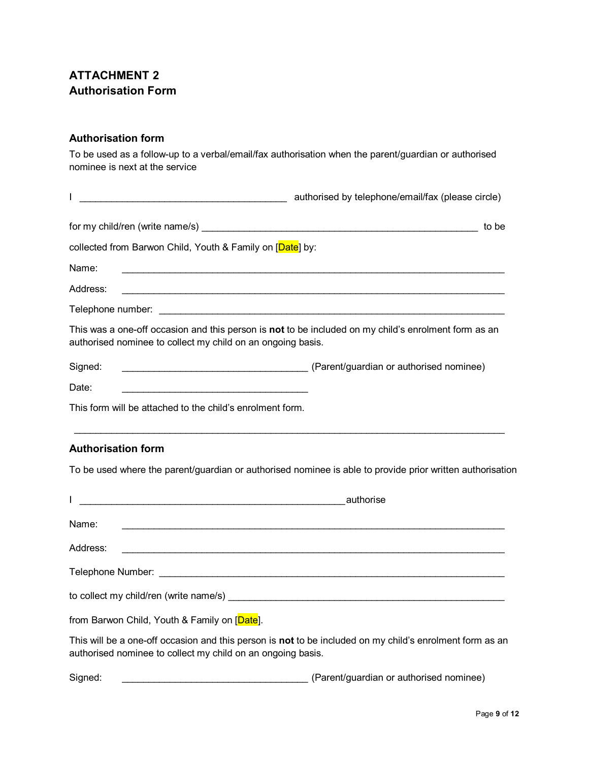# ATTACHMENT 2
# Authorisation Form

## Authorisation form

To be used as a follow-up to a verbal/email/fax authorisation when the parent/guardian or authorised nominee is next at the service

I ________________________________________ authorised by telephone/email/fax (please circle)

for my child/ren (write name/s) ______________________________________________________ to be

collected from Barwon Child, Youth & Family on [Date] by:

Name: ____________________________________________________________________________

Address: __________________________________________________________________________

Telephone number: __________________________________________________________________

This was a one-off occasion and this person is **not** to be included on my child's enrolment form as an authorised nominee to collect my child on an ongoing basis.

Signed: ___________________________________ (Parent/guardian or authorised nominee)

Date: ___________________________________

This form will be attached to the child's enrolment form.

---

## Authorisation form

To be used where the parent/guardian or authorised nominee is able to provide prior written authorisation

I ____________________________________________________ authorise

Name: ____________________________________________________________________________

Address: __________________________________________________________________________

Telephone Number: __________________________________________________________________

to collect my child/ren (write name/s) ______________________________________________________

from Barwon Child, Youth & Family on [Date].

This will be a one-off occasion and this person is **not** to be included on my child's enrolment form as an authorised nominee to collect my child on an ongoing basis.

Signed: ___________________________________ (Parent/guardian or authorised nominee)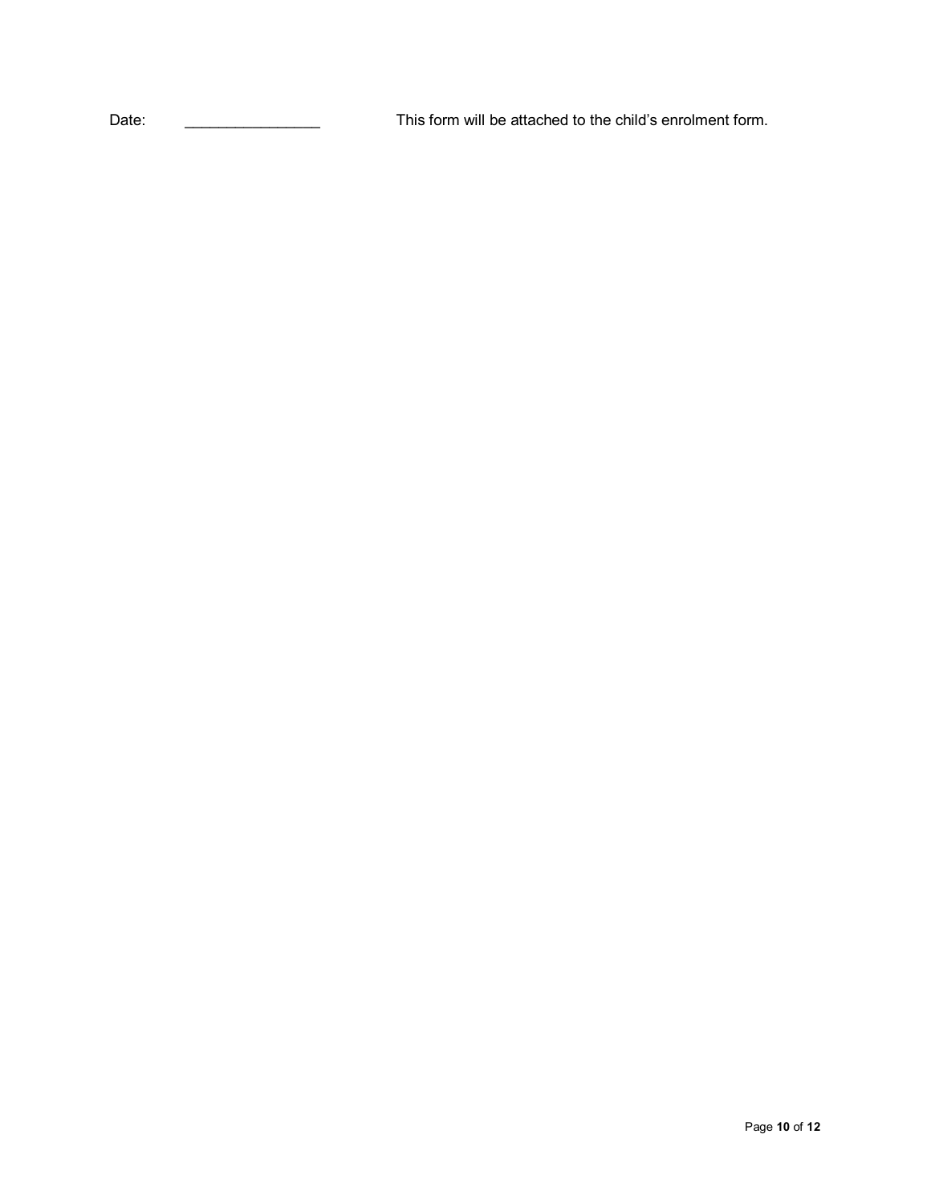Date: ________________ This form will be attached to the child's enrolment form.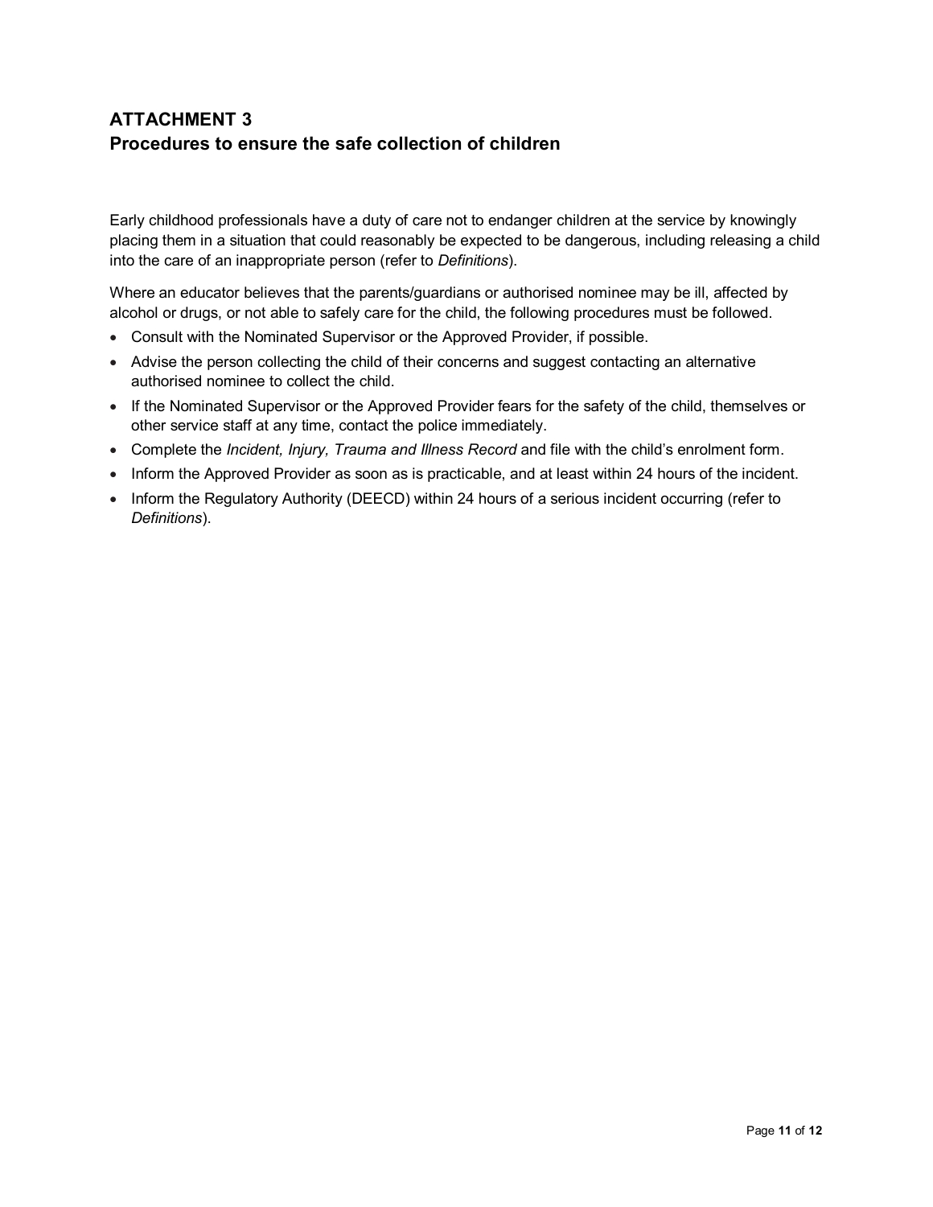## ATTACHMENT 3
## Procedures to ensure the safe collection of children

Early childhood professionals have a duty of care not to endanger children at the service by knowingly placing them in a situation that could reasonably be expected to be dangerous, including releasing a child into the care of an inappropriate person (refer to *Definitions*).

Where an educator believes that the parents/guardians or authorised nominee may be ill, affected by alcohol or drugs, or not able to safely care for the child, the following procedures must be followed.

- Consult with the Nominated Supervisor or the Approved Provider, if possible.
- Advise the person collecting the child of their concerns and suggest contacting an alternative authorised nominee to collect the child.
- If the Nominated Supervisor or the Approved Provider fears for the safety of the child, themselves or other service staff at any time, contact the police immediately.
- Complete the *Incident, Injury, Trauma and Illness Record* and file with the child's enrolment form.
- Inform the Approved Provider as soon as is practicable, and at least within 24 hours of the incident.
- Inform the Regulatory Authority (DEECD) within 24 hours of a serious incident occurring (refer to *Definitions*).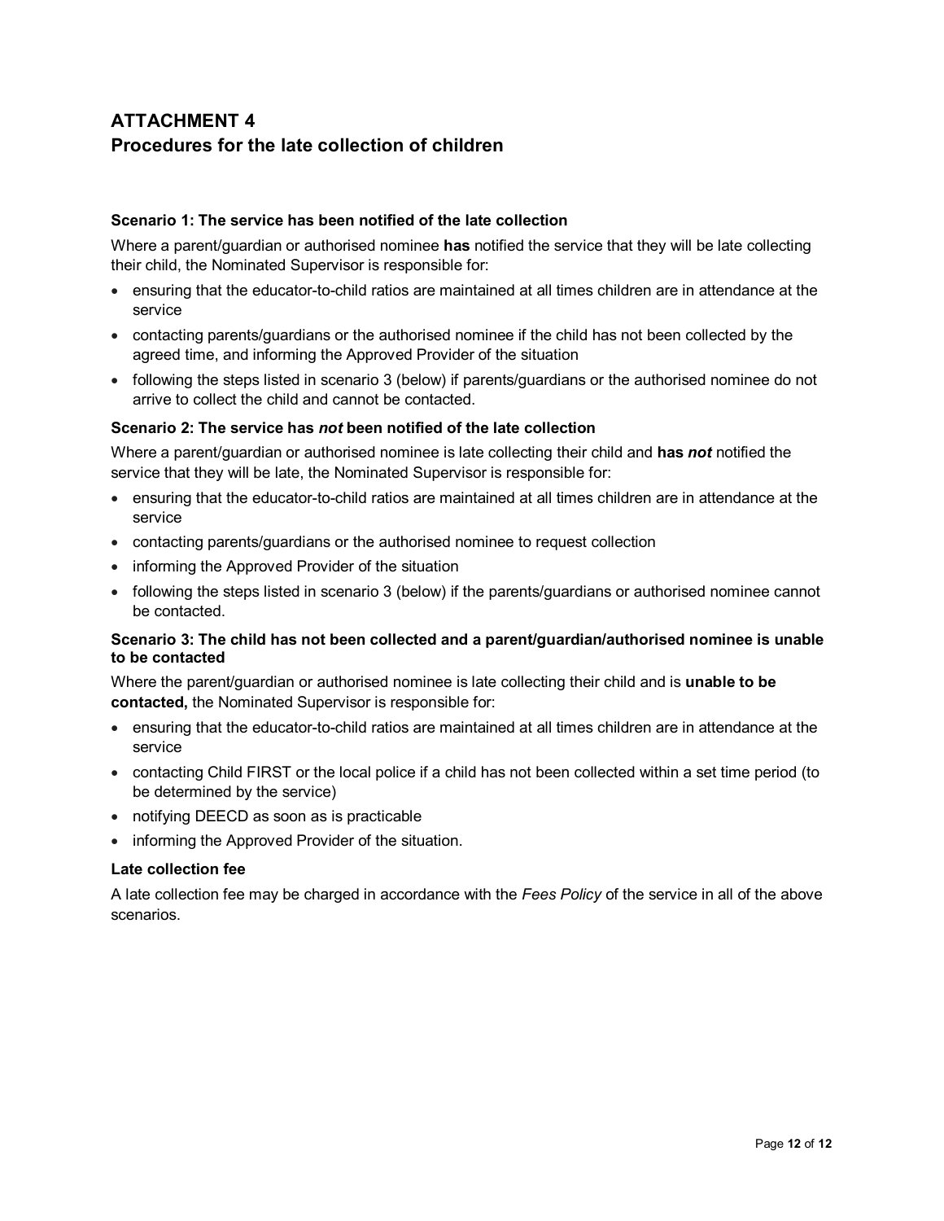## ATTACHMENT 4
## Procedures for the late collection of children

#### Scenario 1: The service has been notified of the late collection

Where a parent/guardian or authorised nominee **has** notified the service that they will be late collecting their child, the Nominated Supervisor is responsible for:

- ensuring that the educator-to-child ratios are maintained at all times children are in attendance at the service
- contacting parents/guardians or the authorised nominee if the child has not been collected by the agreed time, and informing the Approved Provider of the situation
- following the steps listed in scenario 3 (below) if parents/guardians or the authorised nominee do not arrive to collect the child and cannot be contacted.

#### Scenario 2: The service has *not* been notified of the late collection

Where a parent/guardian or authorised nominee is late collecting their child and **has *not*** notified the service that they will be late, the Nominated Supervisor is responsible for:

- ensuring that the educator-to-child ratios are maintained at all times children are in attendance at the service
- contacting parents/guardians or the authorised nominee to request collection
- informing the Approved Provider of the situation
- following the steps listed in scenario 3 (below) if the parents/guardians or authorised nominee cannot be contacted.

#### Scenario 3: The child has not been collected and a parent/guardian/authorised nominee is unable to be contacted

Where the parent/guardian or authorised nominee is late collecting their child and is **unable to be contacted,** the Nominated Supervisor is responsible for:

- ensuring that the educator-to-child ratios are maintained at all times children are in attendance at the service
- contacting Child FIRST or the local police if a child has not been collected within a set time period (to be determined by the service)
- notifying DEECD as soon as is practicable
- informing the Approved Provider of the situation.

#### Late collection fee

A late collection fee may be charged in accordance with the *Fees Policy* of the service in all of the above scenarios.